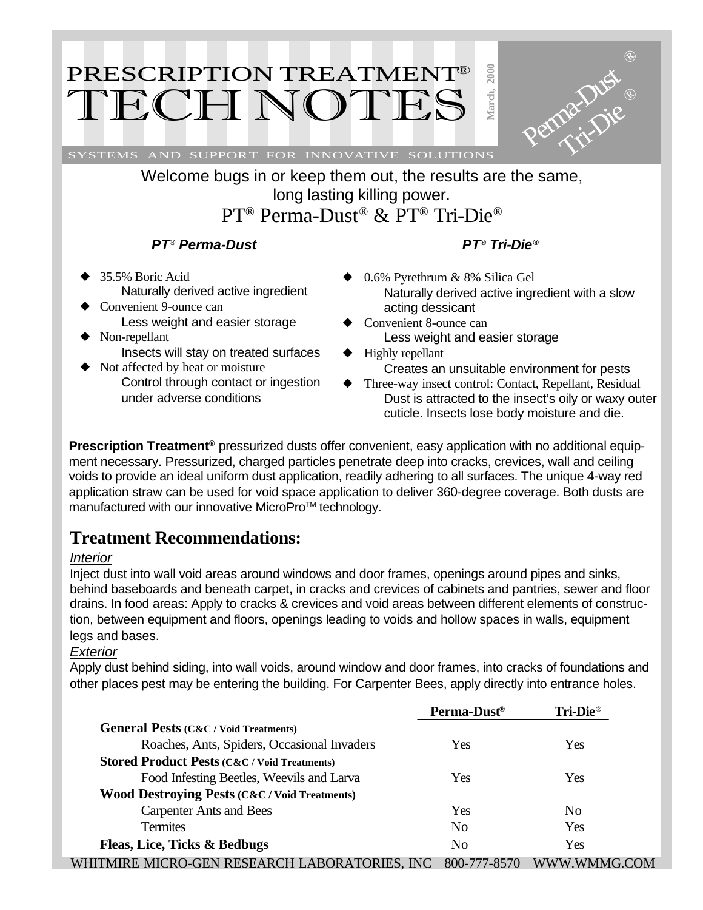# PRESCRIPTION TREATMENT® TECH NOTES

March, 2000

Perma-Dust® Tri-Die®

SYSTEMS AND SUPPORT FOR INNOVATIVE SOLUTIONS

Welcome bugs in or keep them out, the results are the same, long lasting killing power.

## PT® Perma-Dust® & PT® Tri-Die®

### *PT® Perma-Dust*

- 35.5% Boric Acid
  Naturally derived active ingredient
- Convenient 9-ounce can
  Less weight and easier storage
- Non-repellant
  Insects will stay on treated surfaces
- Not affected by heat or moisture
  Control through contact or ingestion under adverse conditions

### *PT® Tri-Die®*

- 0.6% Pyrethrum & 8% Silica Gel
  Naturally derived active ingredient with a slow acting dessicant
- Convenient 8-ounce can
  Less weight and easier storage
- Highly repellant
  Creates an unsuitable environment for pests
- Three-way insect control: Contact, Repellant, Residual
  Dust is attracted to the insect's oily or waxy outer cuticle. Insects lose body moisture and die.

**Prescription Treatment®** pressurized dusts offer convenient, easy application with no additional equipment necessary. Pressurized, charged particles penetrate deep into cracks, crevices, wall and ceiling voids to provide an ideal uniform dust application, readily adhering to all surfaces. The unique 4-way red application straw can be used for void space application to deliver 360-degree coverage. Both dusts are manufactured with our innovative MicroPro™ technology.

## Treatment Recommendations:

*Interior*

Inject dust into wall void areas around windows and door frames, openings around pipes and sinks, behind baseboards and beneath carpet, in cracks and crevices of cabinets and pantries, sewer and floor drains. In food areas: Apply to cracks & crevices and void areas between different elements of construction, between equipment and floors, openings leading to voids and hollow spaces in walls, equipment legs and bases.

*Exterior*

Apply dust behind siding, into wall voids, around window and door frames, into cracks of foundations and other places pest may be entering the building. For Carpenter Bees, apply directly into entrance holes.

| | Perma-Dust® | Tri-Die® |
|---|---|---|
| **General Pests (C&C / Void Treatments)** | | |
| Roaches, Ants, Spiders, Occasional Invaders | Yes | Yes |
| **Stored Product Pests (C&C / Void Treatments)** | | |
| Food Infesting Beetles, Weevils and Larva | Yes | Yes |
| **Wood Destroying Pests (C&C / Void Treatments)** | | |
| Carpenter Ants and Bees | Yes | No |
| Termites | No | Yes |
| **Fleas, Lice, Ticks & Bedbugs** | No | Yes |

WHITMIRE MICRO-GEN RESEARCH LABORATORIES, INC 800-777-8570 WWW.WMMG.COM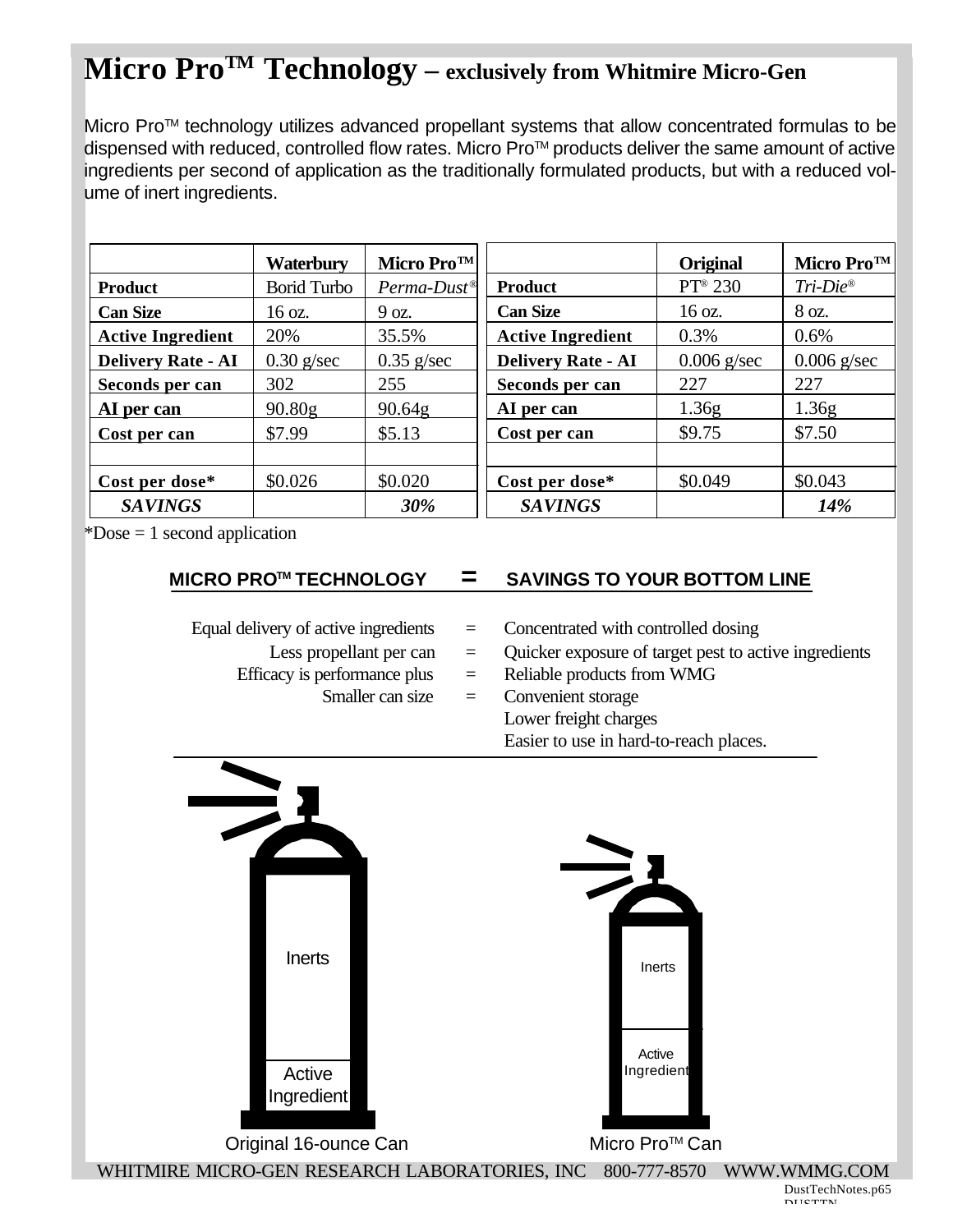# Micro Pro™ Technology – exclusively from Whitmire Micro-Gen

Micro Pro™ technology utilizes advanced propellant systems that allow concentrated formulas to be dispensed with reduced, controlled flow rates. Micro Pro™ products deliver the same amount of active ingredients per second of application as the traditionally formulated products, but with a reduced volume of inert ingredients.

| | Waterbury | Micro Pro™ |
|---|---|---|
| **Product** | Borid Turbo | *Perma-Dust®* |
| **Can Size** | 16 oz. | 9 oz. |
| **Active Ingredient** | 20% | 35.5% |
| **Delivery Rate - AI** | 0.30 g/sec | 0.35 g/sec |
| **Seconds per can** | 302 | 255 |
| **AI per can** | 90.80g | 90.64g |
| **Cost per can** | $7.99 | $5.13 |
| | | |
| **Cost per dose*** | $0.026 | $0.020 |
| ***SAVINGS*** | | ***30%*** |

| | Original | Micro Pro™ |
|---|---|---|
| **Product** | PT® 230 | *Tri-Die®* |
| **Can Size** | 16 oz. | 8 oz. |
| **Active Ingredient** | 0.3% | 0.6% |
| **Delivery Rate - AI** | 0.006 g/sec | 0.006 g/sec |
| **Seconds per can** | 227 | 227 |
| **AI per can** | 1.36g | 1.36g |
| **Cost per can** | $9.75 | $7.50 |
| | | |
| **Cost per dose*** | $0.049 | $0.043 |
| ***SAVINGS*** | | ***14%*** |

*Dose = 1 second application

## MICRO PRO™ TECHNOLOGY = SAVINGS TO YOUR BOTTOM LINE

Equal delivery of active ingredients = Concentrated with controlled dosing
Less propellant per can = Quicker exposure of target pest to active ingredients
Efficacy is performance plus = Reliable products from WMG
Smaller can size = Convenient storage
Lower freight charges
Easier to use in hard-to-reach places.

Inerts
Active Ingredient
Original 16-ounce Can

Inerts
Active Ingredient
Micro Pro™ Can

WHITMIRE MICRO-GEN RESEARCH LABORATORIES, INC 800-777-8570 WWW.WMMG.COM